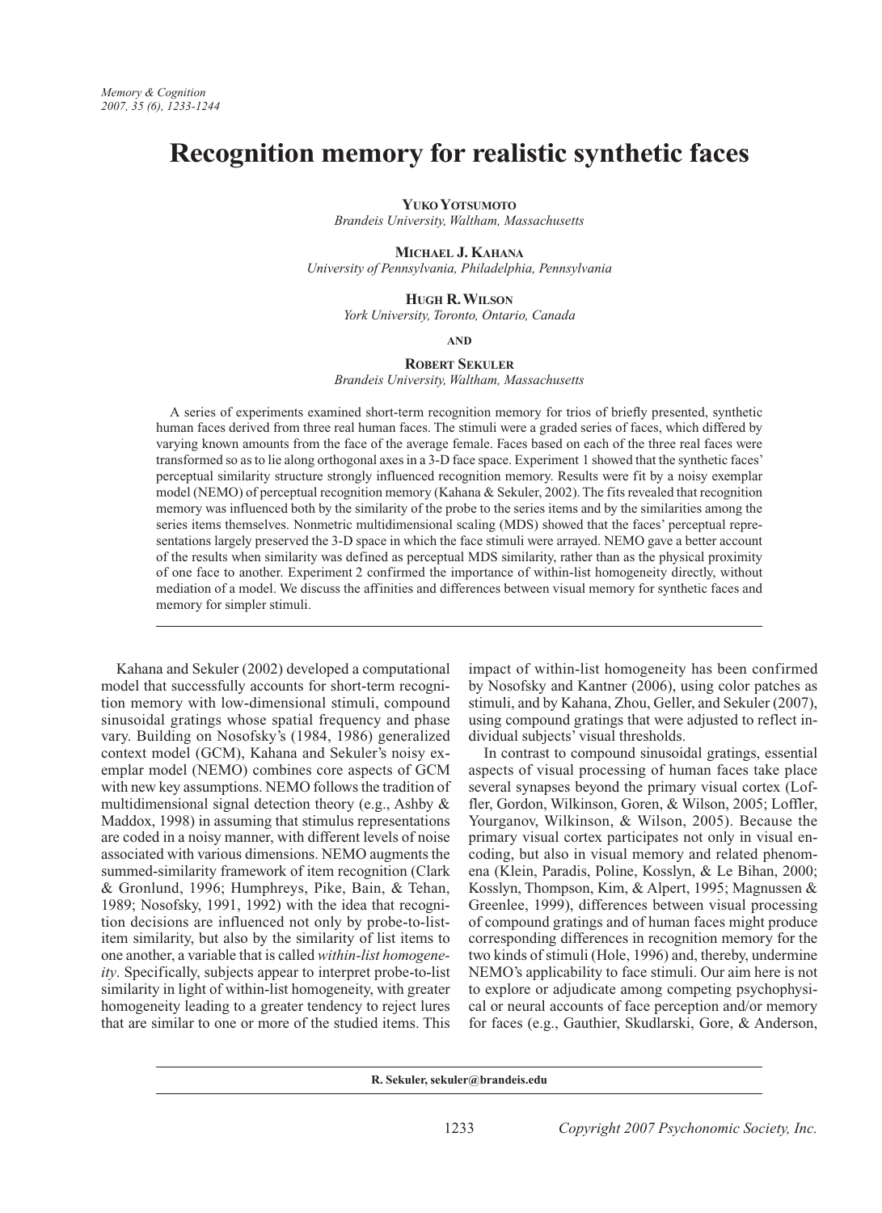# Recognition memory for realistic synthetic faces

**Yuko Yotsumoto**
*Brandeis University, Waltham, Massachusetts*

**Michael J. Kahana**
*University of Pennsylvania, Philadelphia, Pennsylvania*

**Hugh R. Wilson**
*York University, Toronto, Ontario, Canada*

**and**

**Robert Sekuler**
*Brandeis University, Waltham, Massachusetts*

A series of experiments examined short-term recognition memory for trios of briefly presented, synthetic human faces derived from three real human faces. The stimuli were a graded series of faces, which differed by varying known amounts from the face of the average female. Faces based on each of the three real faces were transformed so as to lie along orthogonal axes in a 3-D face space. Experiment 1 showed that the synthetic faces' perceptual similarity structure strongly influenced recognition memory. Results were fit by a noisy exemplar model (NEMO) of perceptual recognition memory (Kahana & Sekuler, 2002). The fits revealed that recognition memory was influenced both by the similarity of the probe to the series items and by the similarities among the series items themselves. Nonmetric multidimensional scaling (MDS) showed that the faces' perceptual representations largely preserved the 3-D space in which the face stimuli were arrayed. NEMO gave a better account of the results when similarity was defined as perceptual MDS similarity, rather than as the physical proximity of one face to another. Experiment 2 confirmed the importance of within-list homogeneity directly, without mediation of a model. We discuss the affinities and differences between visual memory for synthetic faces and memory for simpler stimuli.

Kahana and Sekuler (2002) developed a computational model that successfully accounts for short-term recognition memory with low-dimensional stimuli, compound sinusoidal gratings whose spatial frequency and phase vary. Building on Nosofsky's (1984, 1986) generalized context model (GCM), Kahana and Sekuler's noisy exemplar model (NEMO) combines core aspects of GCM with new key assumptions. NEMO follows the tradition of multidimensional signal detection theory (e.g., Ashby & Maddox, 1998) in assuming that stimulus representations are coded in a noisy manner, with different levels of noise associated with various dimensions. NEMO augments the summed-similarity framework of item recognition (Clark & Gronlund, 1996; Humphreys, Pike, Bain, & Tehan, 1989; Nosofsky, 1991, 1992) with the idea that recognition decisions are influenced not only by probe-to-list-item similarity, but also by the similarity of list items to one another, a variable that is called *within-list homogeneity*. Specifically, subjects appear to interpret probe-to-list similarity in light of within-list homogeneity, with greater homogeneity leading to a greater tendency to reject lures that are similar to one or more of the studied items. This impact of within-list homogeneity has been confirmed by Nosofsky and Kantner (2006), using color patches as stimuli, and by Kahana, Zhou, Geller, and Sekuler (2007), using compound gratings that were adjusted to reflect individual subjects' visual thresholds.

In contrast to compound sinusoidal gratings, essential aspects of visual processing of human faces take place several synapses beyond the primary visual cortex (Loffler, Gordon, Wilkinson, Goren, & Wilson, 2005; Loffler, Yourganov, Wilkinson, & Wilson, 2005). Because the primary visual cortex participates not only in visual encoding, but also in visual memory and related phenomena (Klein, Paradis, Poline, Kosslyn, & Le Bihan, 2000; Kosslyn, Thompson, Kim, & Alpert, 1995; Magnussen & Greenlee, 1999), differences between visual processing of compound gratings and of human faces might produce corresponding differences in recognition memory for the two kinds of stimuli (Hole, 1996) and, thereby, undermine NEMO's applicability to face stimuli. Our aim here is not to explore or adjudicate among competing psychophysical or neural accounts of face perception and/or memory for faces (e.g., Gauthier, Skudlarski, Gore, & Anderson,

R. Sekuler, sekuler@brandeis.edu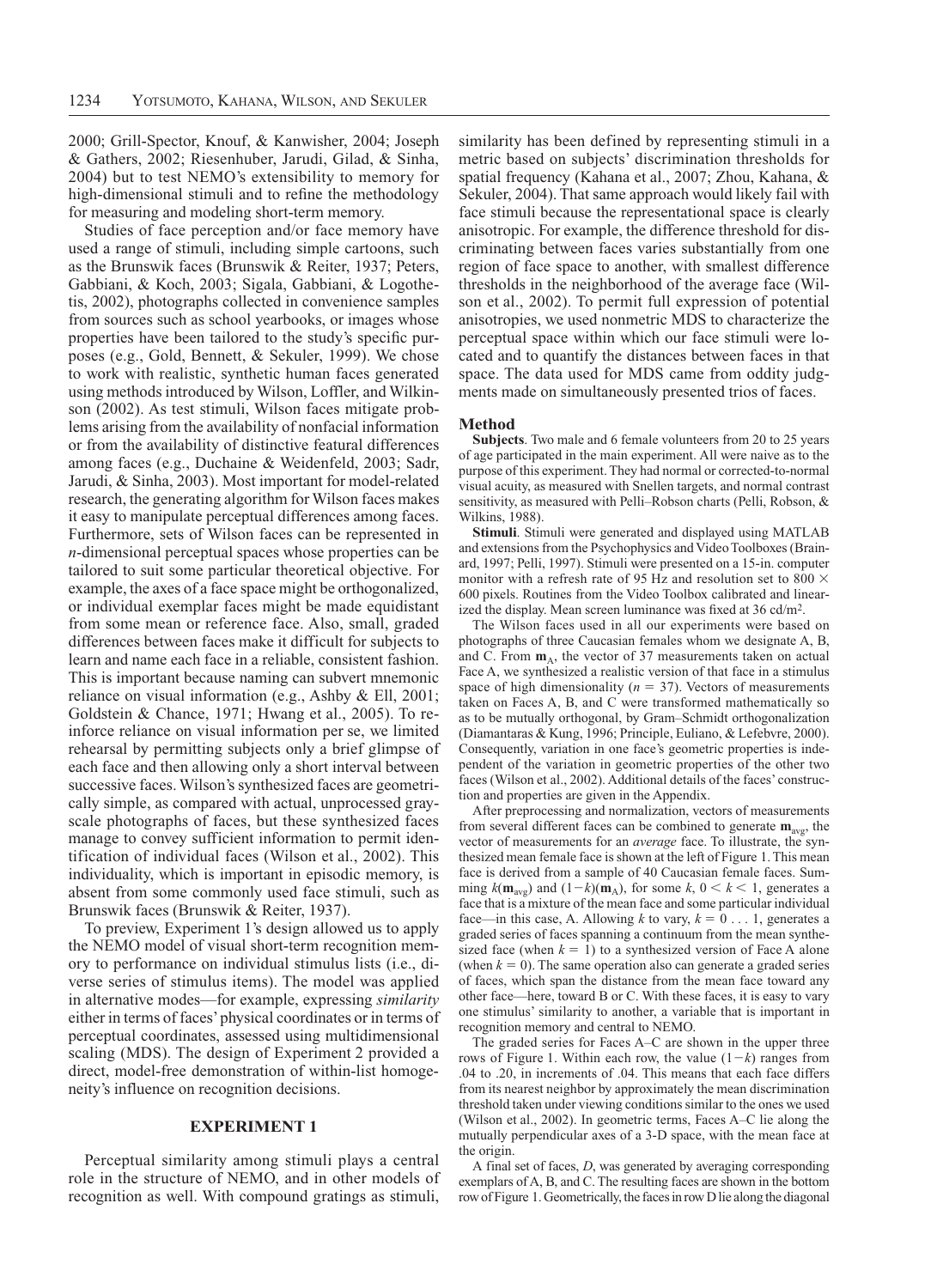2000; Grill-Spector, Knouf, & Kanwisher, 2004; Joseph & Gathers, 2002; Riesenhuber, Jarudi, Gilad, & Sinha, 2004) but to test NEMO's extensibility to memory for high-dimensional stimuli and to refine the methodology for measuring and modeling short-term memory.

Studies of face perception and/or face memory have used a range of stimuli, including simple cartoons, such as the Brunswik faces (Brunswik & Reiter, 1937; Peters, Gabbiani, & Koch, 2003; Sigala, Gabbiani, & Logothetis, 2002), photographs collected in convenience samples from sources such as school yearbooks, or images whose properties have been tailored to the study's specific purposes (e.g., Gold, Bennett, & Sekuler, 1999). We chose to work with realistic, synthetic human faces generated using methods introduced by Wilson, Loffler, and Wilkinson (2002). As test stimuli, Wilson faces mitigate problems arising from the availability of nonfacial information or from the availability of distinctive featural differences among faces (e.g., Duchaine & Weidenfeld, 2003; Sadr, Jarudi, & Sinha, 2003). Most important for model-related research, the generating algorithm for Wilson faces makes it easy to manipulate perceptual differences among faces. Furthermore, sets of Wilson faces can be represented in *n*-dimensional perceptual spaces whose properties can be tailored to suit some particular theoretical objective. For example, the axes of a face space might be orthogonalized, or individual exemplar faces might be made equidistant from some mean or reference face. Also, small, graded differences between faces make it difficult for subjects to learn and name each face in a reliable, consistent fashion. This is important because naming can subvert mnemonic reliance on visual information (e.g., Ashby & Ell, 2001; Goldstein & Chance, 1971; Hwang et al., 2005). To reinforce reliance on visual information per se, we limited rehearsal by permitting subjects only a brief glimpse of each face and then allowing only a short interval between successive faces. Wilson's synthesized faces are geometrically simple, as compared with actual, unprocessed grayscale photographs of faces, but these synthesized faces manage to convey sufficient information to permit identification of individual faces (Wilson et al., 2002). This individuality, which is important in episodic memory, is absent from some commonly used face stimuli, such as Brunswik faces (Brunswik & Reiter, 1937).

To preview, Experiment 1's design allowed us to apply the NEMO model of visual short-term recognition memory to performance on individual stimulus lists (i.e., diverse series of stimulus items). The model was applied in alternative modes—for example, expressing *similarity* either in terms of faces' physical coordinates or in terms of perceptual coordinates, assessed using multidimensional scaling (MDS). The design of Experiment 2 provided a direct, model-free demonstration of within-list homogeneity's influence on recognition decisions.

## EXPERIMENT 1

Perceptual similarity among stimuli plays a central role in the structure of NEMO, and in other models of recognition as well. With compound gratings as stimuli, similarity has been defined by representing stimuli in a metric based on subjects' discrimination thresholds for spatial frequency (Kahana et al., 2007; Zhou, Kahana, & Sekuler, 2004). That same approach would likely fail with face stimuli because the representational space is clearly anisotropic. For example, the difference threshold for discriminating between faces varies substantially from one region of face space to another, with smallest difference thresholds in the neighborhood of the average face (Wilson et al., 2002). To permit full expression of potential anisotropies, we used nonmetric MDS to characterize the perceptual space within which our face stimuli were located and to quantify the distances between faces in that space. The data used for MDS came from oddity judgments made on simultaneously presented trios of faces.

### Method

**Subjects**. Two male and 6 female volunteers from 20 to 25 years of age participated in the main experiment. All were naive as to the purpose of this experiment. They had normal or corrected-to-normal visual acuity, as measured with Snellen targets, and normal contrast sensitivity, as measured with Pelli–Robson charts (Pelli, Robson, & Wilkins, 1988).

**Stimuli**. Stimuli were generated and displayed using MATLAB and extensions from the Psychophysics and Video Toolboxes (Brainard, 1997; Pelli, 1997). Stimuli were presented on a 15-in. computer monitor with a refresh rate of 95 Hz and resolution set to 800 × 600 pixels. Routines from the Video Toolbox calibrated and linearized the display. Mean screen luminance was fixed at 36 cd/m$^2$.

The Wilson faces used in all our experiments were based on photographs of three Caucasian females whom we designate A, B, and C. From $\mathbf{m}_A$, the vector of 37 measurements taken on actual Face A, we synthesized a realistic version of that face in a stimulus space of high dimensionality ($n = 37$). Vectors of measurements taken on Faces A, B, and C were transformed mathematically so as to be mutually orthogonal, by Gram–Schmidt orthogonalization (Diamantaras & Kung, 1996; Principle, Euliano, & Lefebvre, 2000). Consequently, variation in one face's geometric properties is independent of the variation in geometric properties of the other two faces (Wilson et al., 2002). Additional details of the faces' construction and properties are given in the Appendix.

After preprocessing and normalization, vectors of measurements from several different faces can be combined to generate $\mathbf{m}_{avg}$, the vector of measurements for an *average* face. To illustrate, the synthesized mean female face is shown at the left of Figure 1. This mean face is derived from a sample of 40 Caucasian female faces. Summing $k(\mathbf{m}_{avg})$ and $(1-k)(\mathbf{m}_A)$, for some $k$, $0 < k < 1$, generates a face that is a mixture of the mean face and some particular individual face—in this case, A. Allowing $k$ to vary, $k = 0 \ldots 1$, generates a graded series of faces spanning a continuum from the mean synthesized face (when $k = 1$) to a synthesized version of Face A alone (when $k = 0$). The same operation also can generate a graded series of faces, which span the distance from the mean face toward any other face—here, toward B or C. With these faces, it is easy to vary one stimulus' similarity to another, a variable that is important in recognition memory and central to NEMO.

The graded series for Faces A–C are shown in the upper three rows of Figure 1. Within each row, the value $(1-k)$ ranges from .04 to .20, in increments of .04. This means that each face differs from its nearest neighbor by approximately the mean discrimination threshold taken under viewing conditions similar to the ones we used (Wilson et al., 2002). In geometric terms, Faces A–C lie along the mutually perpendicular axes of a 3-D space, with the mean face at the origin.

A final set of faces, *D*, was generated by averaging corresponding exemplars of A, B, and C. The resulting faces are shown in the bottom row of Figure 1. Geometrically, the faces in row D lie along the diagonal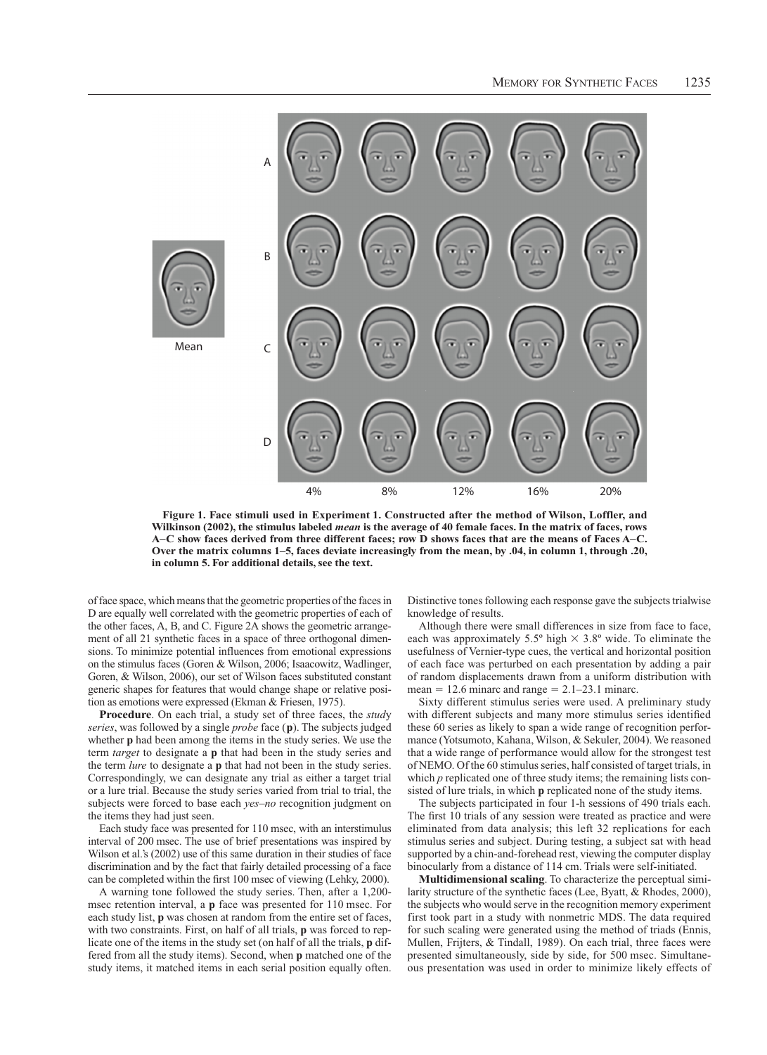Figure 1. Face stimuli used in Experiment 1. Constructed after the method of Wilson, Loffler, and Wilkinson (2002), the stimulus labeled *mean* is the average of 40 female faces. In the matrix of faces, rows A–C show faces derived from three different faces; row D shows faces that are the means of Faces A–C. Over the matrix columns 1–5, faces deviate increasingly from the mean, by .04, in column 1, through .20, in column 5. For additional details, see the text.

of face space, which means that the geometric properties of the faces in D are equally well correlated with the geometric properties of each of the other faces, A, B, and C. Figure 2A shows the geometric arrangement of all 21 synthetic faces in a space of three orthogonal dimensions. To minimize potential influences from emotional expressions on the stimulus faces (Goren & Wilson, 2006; Isaacowitz, Wadlinger, Goren, & Wilson, 2006), our set of Wilson faces substituted constant generic shapes for features that would change shape or relative position as emotions were expressed (Ekman & Friesen, 1975).

**Procedure**. On each trial, a study set of three faces, the *study series*, was followed by a single *probe* face (**p**). The subjects judged whether **p** had been among the items in the study series. We use the term *target* to designate a **p** that had been in the study series and the term *lure* to designate a **p** that had not been in the study series. Correspondingly, we can designate any trial as either a target trial or a lure trial. Because the study series varied from trial to trial, the subjects were forced to base each *yes–no* recognition judgment on the items they had just seen.

Each study face was presented for 110 msec, with an interstimulus interval of 200 msec. The use of brief presentations was inspired by Wilson et al.'s (2002) use of this same duration in their studies of face discrimination and by the fact that fairly detailed processing of a face can be completed within the first 100 msec of viewing (Lehky, 2000).

A warning tone followed the study series. Then, after a 1,200-msec retention interval, a **p** face was presented for 110 msec. For each study list, **p** was chosen at random from the entire set of faces, with two constraints. First, on half of all trials, **p** was forced to replicate one of the items in the study set (on half of all the trials, **p** differed from all the study items). Second, when **p** matched one of the study items, it matched items in each serial position equally often. Distinctive tones following each response gave the subjects trialwise knowledge of results.

Although there were small differences in size from face to face, each was approximately 5.5º high × 3.8º wide. To eliminate the usefulness of Vernier-type cues, the vertical and horizontal position of each face was perturbed on each presentation by adding a pair of random displacements drawn from a uniform distribution with mean = 12.6 minarc and range = 2.1–23.1 minarc.

Sixty different stimulus series were used. A preliminary study with different subjects and many more stimulus series identified these 60 series as likely to span a wide range of recognition performance (Yotsumoto, Kahana, Wilson, & Sekuler, 2004). We reasoned that a wide range of performance would allow for the strongest test of NEMO. Of the 60 stimulus series, half consisted of target trials, in which *p* replicated one of three study items; the remaining lists consisted of lure trials, in which **p** replicated none of the study items.

The subjects participated in four 1-h sessions of 490 trials each. The first 10 trials of any session were treated as practice and were eliminated from data analysis; this left 32 replications for each stimulus series and subject. During testing, a subject sat with head supported by a chin-and-forehead rest, viewing the computer display binocularly from a distance of 114 cm. Trials were self-initiated.

**Multidimensional scaling**. To characterize the perceptual similarity structure of the synthetic faces (Lee, Byatt, & Rhodes, 2000), the subjects who would serve in the recognition memory experiment first took part in a study with nonmetric MDS. The data required for such scaling were generated using the method of triads (Ennis, Mullen, Frijters, & Tindall, 1989). On each trial, three faces were presented simultaneously, side by side, for 500 msec. Simultaneous presentation was used in order to minimize likely effects of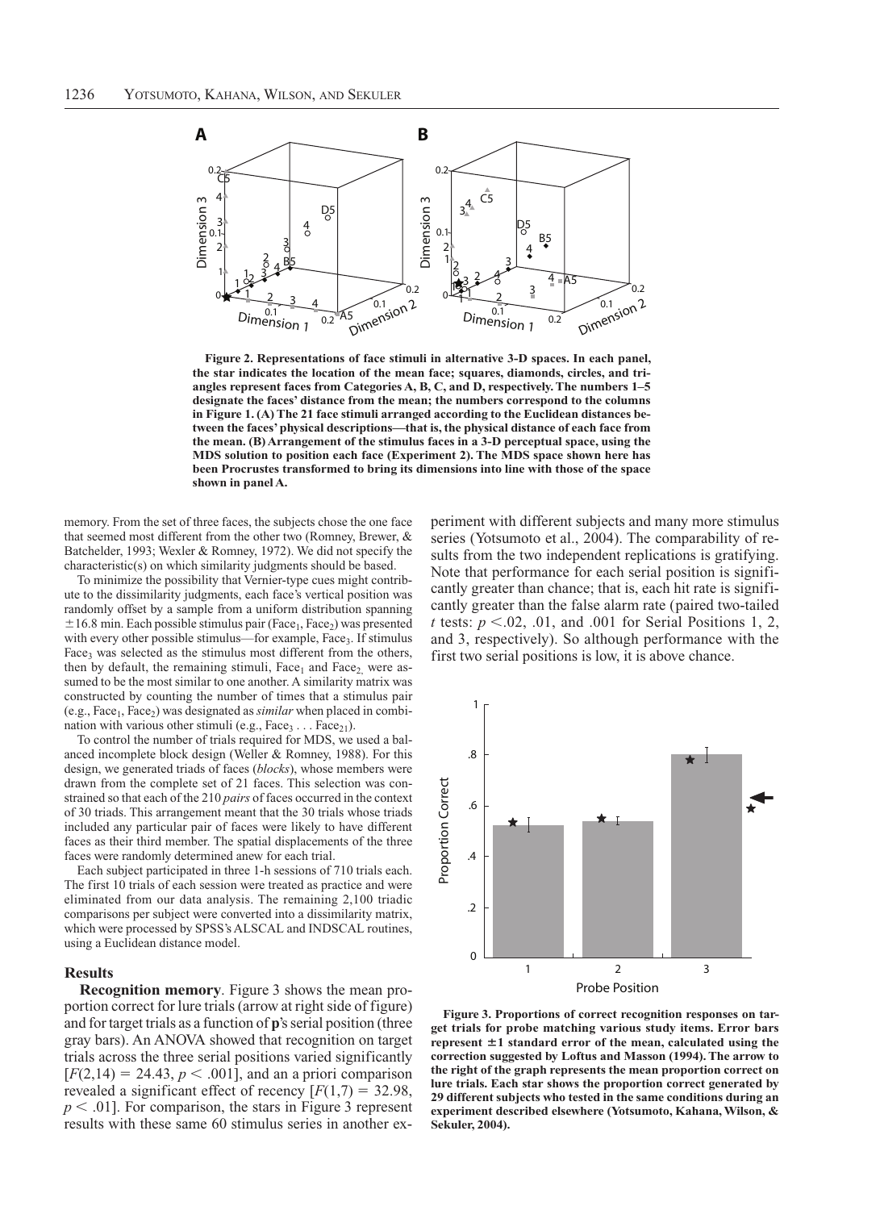**Figure 2. Representations of face stimuli in alternative 3-D spaces. In each panel, the star indicates the location of the mean face; squares, diamonds, circles, and triangles represent faces from Categories A, B, C, and D, respectively. The numbers 1–5 designate the faces' distance from the mean; the numbers correspond to the columns in Figure 1. (A) The 21 face stimuli arranged according to the Euclidean distances between the faces' physical descriptions—that is, the physical distance of each face from the mean. (B) Arrangement of the stimulus faces in a 3-D perceptual space, using the MDS solution to position each face (Experiment 2). The MDS space shown here has been Procrustes transformed to bring its dimensions into line with those of the space shown in panel A.**

memory. From the set of three faces, the subjects chose the one face that seemed most different from the other two (Romney, Brewer, & Batchelder, 1993; Wexler & Romney, 1972). We did not specify the characteristic(s) on which similarity judgments should be based.

To minimize the possibility that Vernier-type cues might contribute to the dissimilarity judgments, each face's vertical position was randomly offset by a sample from a uniform distribution spanning ±16.8 min. Each possible stimulus pair ($\text{Face}_1$, $\text{Face}_2$) was presented with every other possible stimulus—for example, $\text{Face}_3$. If stimulus $\text{Face}_3$ was selected as the stimulus most different from the others, then by default, the remaining stimuli, $\text{Face}_1$ and $\text{Face}_2$, were assumed to be the most similar to one another. A similarity matrix was constructed by counting the number of times that a stimulus pair (e.g., $\text{Face}_1$, $\text{Face}_2$) was designated as *similar* when placed in combination with various other stimuli (e.g., $\text{Face}_3 \ldots \text{Face}_{21}$).

To control the number of trials required for MDS, we used a balanced incomplete block design (Weller & Romney, 1988). For this design, we generated triads of faces (*blocks*), whose members were drawn from the complete set of 21 faces. This selection was constrained so that each of the 210 *pairs* of faces occurred in the context of 30 triads. This arrangement meant that the 30 trials whose triads included any particular pair of faces were likely to have different faces as their third member. The spatial displacements of the three faces were randomly determined anew for each trial.

Each subject participated in three 1-h sessions of 710 trials each. The first 10 trials of each session were treated as practice and were eliminated from our data analysis. The remaining 2,100 triadic comparisons per subject were converted into a dissimilarity matrix, which were processed by SPSS's ALSCAL and INDSCAL routines, using a Euclidean distance model.

### Results

**Recognition memory**. Figure 3 shows the mean proportion correct for lure trials (arrow at right side of figure) and for target trials as a function of **p**'s serial position (three gray bars). An ANOVA showed that recognition on target trials across the three serial positions varied significantly [$F(2,14) = 24.43$, $p < .001$], and an a priori comparison revealed a significant effect of recency [$F(1,7) = 32.98$, $p < .01$]. For comparison, the stars in Figure 3 represent results with these same 60 stimulus series in another experiment with different subjects and many more stimulus series (Yotsumoto et al., 2004). The comparability of results from the two independent replications is gratifying. Note that performance for each serial position is significantly greater than chance; that is, each hit rate is significantly greater than the false alarm rate (paired two-tailed $t$ tests: $p < .02$, .01, and .001 for Serial Positions 1, 2, and 3, respectively). So although performance with the first two serial positions is low, it is above chance.

**Figure 3. Proportions of correct recognition responses on target trials for probe matching various study items. Error bars represent ±1 standard error of the mean, calculated using the correction suggested by Loftus and Masson (1994). The arrow to the right of the graph represents the mean proportion correct on lure trials. Each star shows the proportion correct generated by 29 different subjects who tested in the same conditions during an experiment described elsewhere (Yotsumoto, Kahana, Wilson, & Sekuler, 2004).**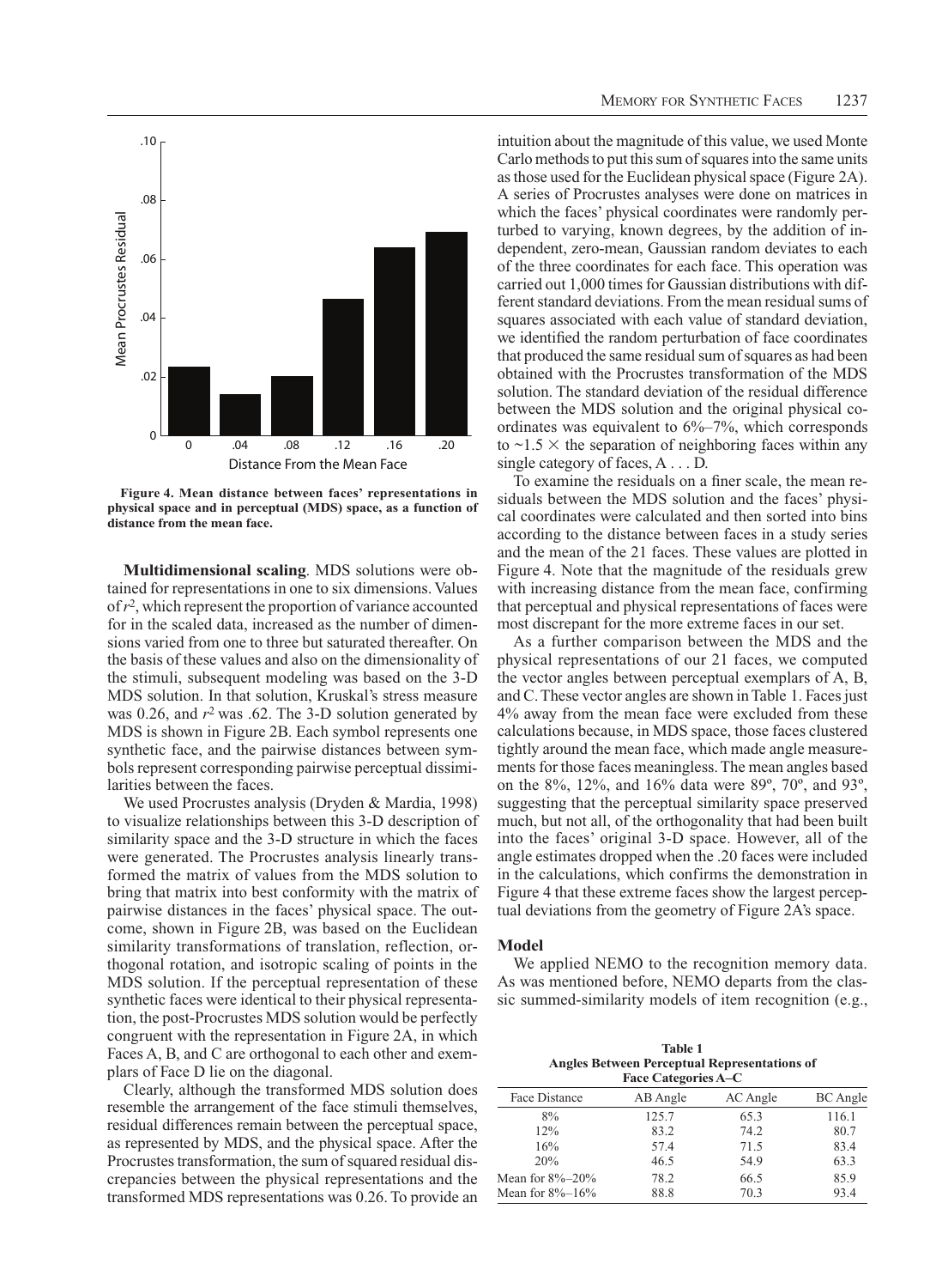Figure 4. Mean distance between faces' representations in physical space and in perceptual (MDS) space, as a function of distance from the mean face.

**Multidimensional scaling**. MDS solutions were obtained for representations in one to six dimensions. Values of $r^2$, which represent the proportion of variance accounted for in the scaled data, increased as the number of dimensions varied from one to three but saturated thereafter. On the basis of these values and also on the dimensionality of the stimuli, subsequent modeling was based on the 3-D MDS solution. In that solution, Kruskal's stress measure was 0.26, and $r^2$ was .62. The 3-D solution generated by MDS is shown in Figure 2B. Each symbol represents one synthetic face, and the pairwise distances between symbols represent corresponding pairwise perceptual dissimilarities between the faces.

We used Procrustes analysis (Dryden & Mardia, 1998) to visualize relationships between this 3-D description of similarity space and the 3-D structure in which the faces were generated. The Procrustes analysis linearly transformed the matrix of values from the MDS solution to bring that matrix into best conformity with the matrix of pairwise distances in the faces' physical space. The outcome, shown in Figure 2B, was based on the Euclidean similarity transformations of translation, reflection, orthogonal rotation, and isotropic scaling of points in the MDS solution. If the perceptual representation of these synthetic faces were identical to their physical representation, the post-Procrustes MDS solution would be perfectly congruent with the representation in Figure 2A, in which Faces A, B, and C are orthogonal to each other and exemplars of Face D lie on the diagonal.

Clearly, although the transformed MDS solution does resemble the arrangement of the face stimuli themselves, residual differences remain between the perceptual space, as represented by MDS, and the physical space. After the Procrustes transformation, the sum of squared residual discrepancies between the physical representations and the transformed MDS representations was 0.26. To provide an intuition about the magnitude of this value, we used Monte Carlo methods to put this sum of squares into the same units as those used for the Euclidean physical space (Figure 2A). A series of Procrustes analyses were done on matrices in which the faces' physical coordinates were randomly perturbed to varying, known degrees, by the addition of independent, zero-mean, Gaussian random deviates to each of the three coordinates for each face. This operation was carried out 1,000 times for Gaussian distributions with different standard deviations. From the mean residual sums of squares associated with each value of standard deviation, we identified the random perturbation of face coordinates that produced the same residual sum of squares as had been obtained with the Procrustes transformation of the MDS solution. The standard deviation of the residual difference between the MDS solution and the original physical coordinates was equivalent to 6%–7%, which corresponds to ~1.5 × the separation of neighboring faces within any single category of faces, A . . . D.

To examine the residuals on a finer scale, the mean residuals between the MDS solution and the faces' physical coordinates were calculated and then sorted into bins according to the distance between faces in a study series and the mean of the 21 faces. These values are plotted in Figure 4. Note that the magnitude of the residuals grew with increasing distance from the mean face, confirming that perceptual and physical representations of faces were most discrepant for the more extreme faces in our set.

As a further comparison between the MDS and the physical representations of our 21 faces, we computed the vector angles between perceptual exemplars of A, B, and C. These vector angles are shown in Table 1. Faces just 4% away from the mean face were excluded from these calculations because, in MDS space, those faces clustered tightly around the mean face, which made angle measurements for those faces meaningless. The mean angles based on the 8%, 12%, and 16% data were 89º, 70º, and 93º, suggesting that the perceptual similarity space preserved much, but not all, of the orthogonality that had been built into the faces' original 3-D space. However, all of the angle estimates dropped when the .20 faces were included in the calculations, which confirms the demonstration in Figure 4 that these extreme faces show the largest perceptual deviations from the geometry of Figure 2A's space.

### Model

We applied NEMO to the recognition memory data. As was mentioned before, NEMO departs from the classic summed-similarity models of item recognition (e.g.,

**Table 1**
**Angles Between Perceptual Representations of Face Categories A–C**

| Face Distance | AB Angle | AC Angle | BC Angle |
|---|---|---|---|
| 8% | 125.7 | 65.3 | 116.1 |
| 12% | 83.2 | 74.2 | 80.7 |
| 16% | 57.4 | 71.5 | 83.4 |
| 20% | 46.5 | 54.9 | 63.3 |
| Mean for 8%–20% | 78.2 | 66.5 | 85.9 |
| Mean for 8%–16% | 88.8 | 70.3 | 93.4 |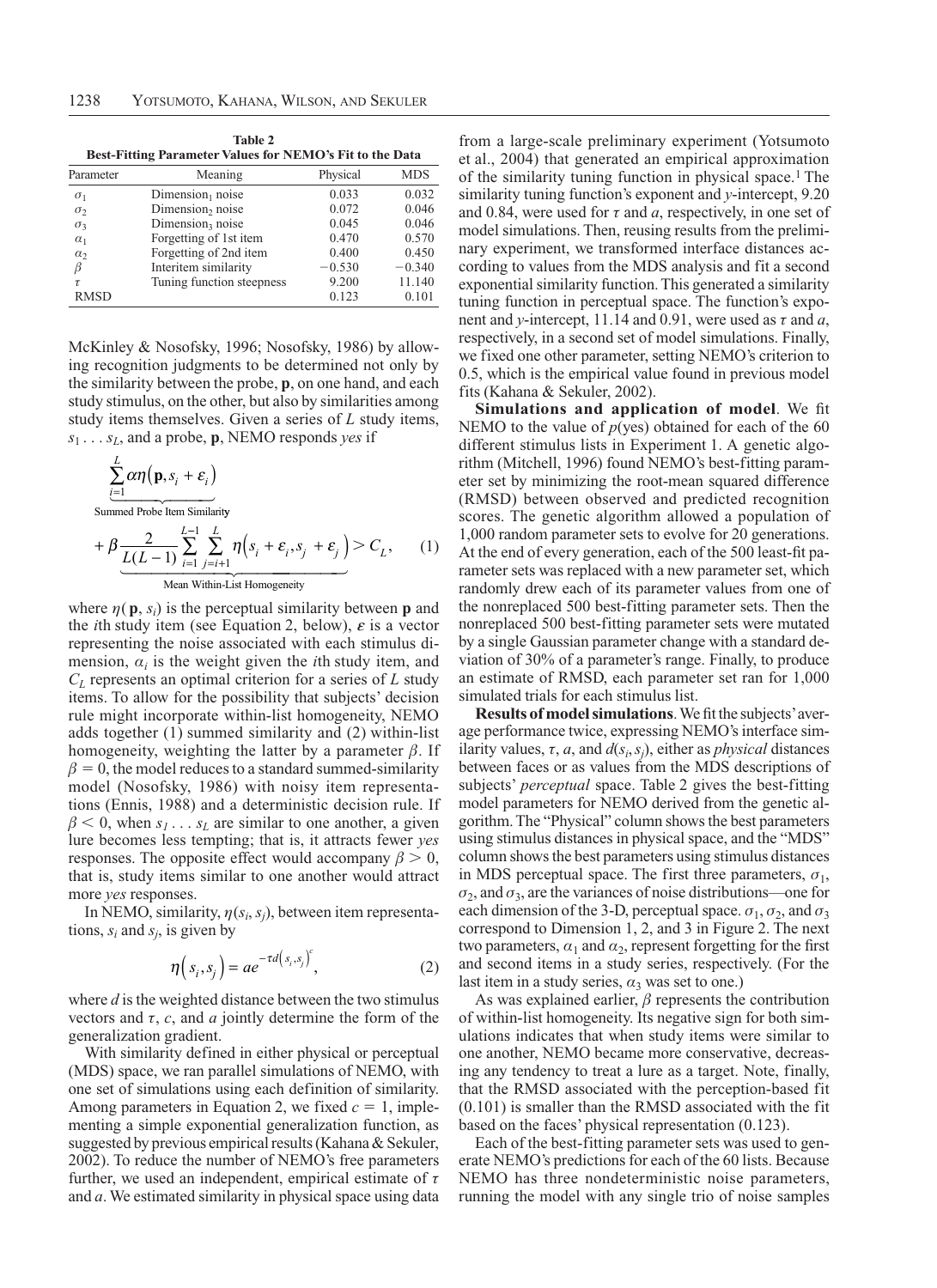**Table 2**
**Best-Fitting Parameter Values for NEMO's Fit to the Data**

| Parameter | Meaning | Physical | MDS |
|---|---|---|---|
| $\sigma_1$ | Dimension$_1$ noise | 0.033 | 0.032 |
| $\sigma_2$ | Dimension$_2$ noise | 0.072 | 0.046 |
| $\sigma_3$ | Dimension$_3$ noise | 0.045 | 0.046 |
| $\alpha_1$ | Forgetting of 1st item | 0.470 | 0.570 |
| $\alpha_2$ | Forgetting of 2nd item | 0.400 | 0.450 |
| $\beta$ | Interitem similarity | −0.530 | −0.340 |
| $\tau$ | Tuning function steepness | 9.200 | 11.140 |
| RMSD | | 0.123 | 0.101 |

McKinley & Nosofsky, 1996; Nosofsky, 1986) by allowing recognition judgments to be determined not only by the similarity between the probe, **p**, on one hand, and each study stimulus, on the other, but also by similarities among study items themselves. Given a series of $L$ study items, $s_1 \ldots s_L$, and a probe, **p**, NEMO responds *yes* if

$$\underbrace{\sum_{i=1}^{L} \alpha\eta\left(\mathbf{p}, s_i + \varepsilon_i\right)}_{\text{Summed Probe Item Similarity}} + \beta \underbrace{\frac{2}{L(L-1)} \sum_{i=1}^{L-1} \sum_{j=i+1}^{L} \eta\left(s_i + \varepsilon_i, s_j + \varepsilon_j\right)}_{\text{Mean Within-List Homogeneity}} > C_L, \tag{1}$$

where $\eta(\mathbf{p}, s_i)$ is the perceptual similarity between **p** and the $i$th study item (see Equation 2, below), $\varepsilon$ is a vector representing the noise associated with each stimulus dimension, $\alpha_i$ is the weight given the $i$th study item, and $C_L$ represents an optimal criterion for a series of $L$ study items. To allow for the possibility that subjects' decision rule might incorporate within-list homogeneity, NEMO adds together (1) summed similarity and (2) within-list homogeneity, weighting the latter by a parameter $\beta$. If $\beta = 0$, the model reduces to a standard summed-similarity model (Nosofsky, 1986) with noisy item representations (Ennis, 1988) and a deterministic decision rule. If $\beta < 0$, when $s_1 \ldots s_L$ are similar to one another, a given lure becomes less tempting; that is, it attracts fewer *yes* responses. The opposite effect would accompany $\beta > 0$, that is, study items similar to one another would attract more *yes* responses.

In NEMO, similarity, $\eta(s_i, s_j)$, between item representations, $s_i$ and $s_j$, is given by

$$\eta\left(s_i, s_j\right) = ae^{-\tau d\left(s_i, s_j\right)^c}, \tag{2}$$

where $d$ is the weighted distance between the two stimulus vectors and $\tau$, $c$, and $a$ jointly determine the form of the generalization gradient.

With similarity defined in either physical or perceptual (MDS) space, we ran parallel simulations of NEMO, with one set of simulations using each definition of similarity. Among parameters in Equation 2, we fixed $c = 1$, implementing a simple exponential generalization function, as suggested by previous empirical results (Kahana & Sekuler, 2002). To reduce the number of NEMO's free parameters further, we used an independent, empirical estimate of $\tau$ and $a$. We estimated similarity in physical space using data from a large-scale preliminary experiment (Yotsumoto et al., 2004) that generated an empirical approximation of the similarity tuning function in physical space.[1] The similarity tuning function's exponent and $y$-intercept, 9.20 and 0.84, were used for $\tau$ and $a$, respectively, in one set of model simulations. Then, reusing results from the preliminary experiment, we transformed interface distances according to values from the MDS analysis and fit a second exponential similarity function. This generated a similarity tuning function in perceptual space. The function's exponent and $y$-intercept, 11.14 and 0.91, were used as $\tau$ and $a$, respectively, in a second set of model simulations. Finally, we fixed one other parameter, setting NEMO's criterion to 0.5, which is the empirical value found in previous model fits (Kahana & Sekuler, 2002).

**Simulations and application of model**. We fit NEMO to the value of $p$(yes) obtained for each of the 60 different stimulus lists in Experiment 1. A genetic algorithm (Mitchell, 1996) found NEMO's best-fitting parameter set by minimizing the root-mean squared difference (RMSD) between observed and predicted recognition scores. The genetic algorithm allowed a population of 1,000 random parameter sets to evolve for 20 generations. At the end of every generation, each of the 500 least-fit parameter sets was replaced with a new parameter set, which randomly drew each of its parameter values from one of the nonreplaced 500 best-fitting parameter sets. Then the nonreplaced 500 best-fitting parameter sets were mutated by a single Gaussian parameter change with a standard deviation of 30% of a parameter's range. Finally, to produce an estimate of RMSD, each parameter set ran for 1,000 simulated trials for each stimulus list.

**Results of model simulations**. We fit the subjects' average performance twice, expressing NEMO's interface similarity values, $\tau$, $a$, and $d(s_i, s_j)$, either as *physical* distances between faces or as values from the MDS descriptions of subjects' *perceptual* space. Table 2 gives the best-fitting model parameters for NEMO derived from the genetic algorithm. The "Physical" column shows the best parameters using stimulus distances in physical space, and the "MDS" column shows the best parameters using stimulus distances in MDS perceptual space. The first three parameters, $\sigma_1$, $\sigma_2$, and $\sigma_3$, are the variances of noise distributions—one for each dimension of the 3-D, perceptual space. $\sigma_1$, $\sigma_2$, and $\sigma_3$ correspond to Dimension 1, 2, and 3 in Figure 2. The next two parameters, $\alpha_1$ and $\alpha_2$, represent forgetting for the first and second items in a study series, respectively. (For the last item in a study series, $\alpha_3$ was set to one.)

As was explained earlier, $\beta$ represents the contribution of within-list homogeneity. Its negative sign for both simulations indicates that when study items were similar to one another, NEMO became more conservative, decreasing any tendency to treat a lure as a target. Note, finally, that the RMSD associated with the perception-based fit (0.101) is smaller than the RMSD associated with the fit based on the faces' physical representation (0.123).

Each of the best-fitting parameter sets was used to generate NEMO's predictions for each of the 60 lists. Because NEMO has three nondeterministic noise parameters, running the model with any single trio of noise samples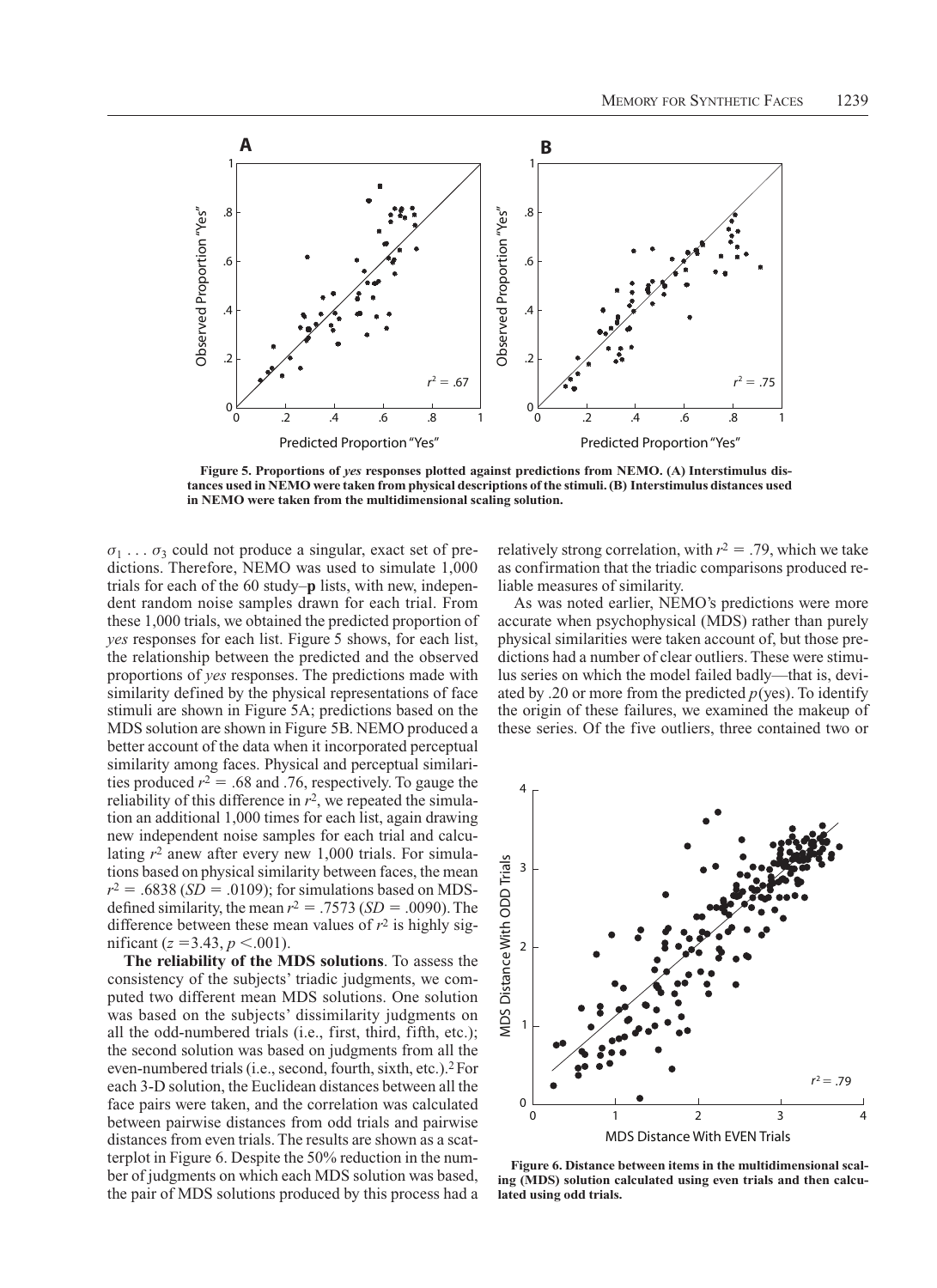Figure 5. Proportions of *yes* responses plotted against predictions from NEMO. (A) Interstimulus distances used in NEMO were taken from physical descriptions of the stimuli. (B) Interstimulus distances used in NEMO were taken from the multidimensional scaling solution.

$\sigma_1 \ldots \sigma_3$ could not produce a singular, exact set of predictions. Therefore, NEMO was used to simulate 1,000 trials for each of the 60 study–**p** lists, with new, independent random noise samples drawn for each trial. From these 1,000 trials, we obtained the predicted proportion of *yes* responses for each list. Figure 5 shows, for each list, the relationship between the predicted and the observed proportions of *yes* responses. The predictions made with similarity defined by the physical representations of face stimuli are shown in Figure 5A; predictions based on the MDS solution are shown in Figure 5B. NEMO produced a better account of the data when it incorporated perceptual similarity among faces. Physical and perceptual similarities produced $r^2 = .68$ and .76, respectively. To gauge the reliability of this difference in $r^2$, we repeated the simulation an additional 1,000 times for each list, again drawing new independent noise samples for each trial and calculating $r^2$ anew after every new 1,000 trials. For simulations based on physical similarity between faces, the mean $r^2 = .6838$ ($SD = .0109$); for simulations based on MDS-defined similarity, the mean $r^2 = .7573$ ($SD = .0090$). The difference between these mean values of $r^2$ is highly significant ($z = 3.43$, $p < .001$).

**The reliability of the MDS solutions**. To assess the consistency of the subjects' triadic judgments, we computed two different mean MDS solutions. One solution was based on the subjects' dissimilarity judgments on all the odd-numbered trials (i.e., first, third, fifth, etc.); the second solution was based on judgments from all the even-numbered trials (i.e., second, fourth, sixth, etc.).[2] For each 3-D solution, the Euclidean distances between all the face pairs were taken, and the correlation was calculated between pairwise distances from odd trials and pairwise distances from even trials. The results are shown as a scatterplot in Figure 6. Despite the 50% reduction in the number of judgments on which each MDS solution was based, the pair of MDS solutions produced by this process had a relatively strong correlation, with $r^2 = .79$, which we take as confirmation that the triadic comparisons produced reliable measures of similarity.

As was noted earlier, NEMO's predictions were more accurate when psychophysical (MDS) rather than purely physical similarities were taken account of, but those predictions had a number of clear outliers. These were stimulus series on which the model failed badly—that is, deviated by .20 or more from the predicted $p$(yes). To identify the origin of these failures, we examined the makeup of these series. Of the five outliers, three contained two or

Figure 6. Distance between items in the multidimensional scaling (MDS) solution calculated using even trials and then calculated using odd trials.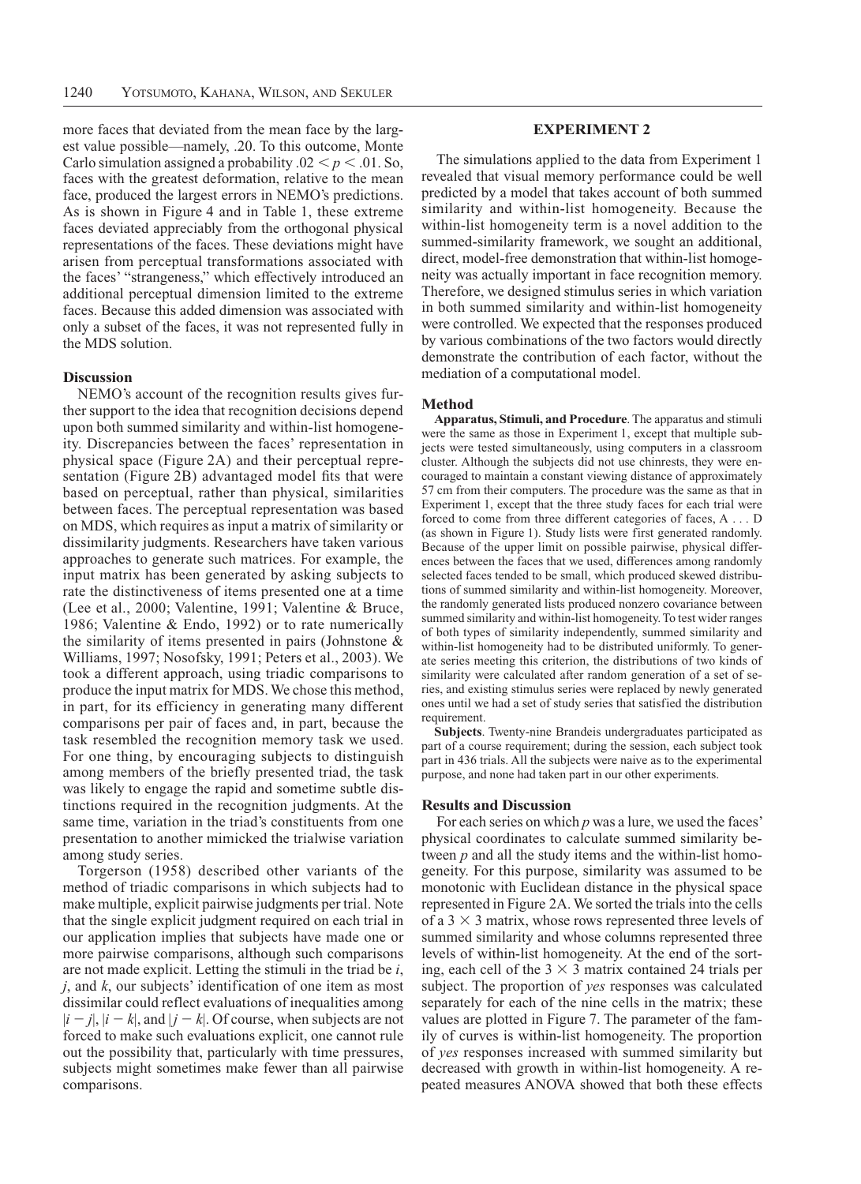more faces that deviated from the mean face by the largest value possible—namely, .20. To this outcome, Monte Carlo simulation assigned a probability $.02 < p < .01$. So, faces with the greatest deformation, relative to the mean face, produced the largest errors in NEMO's predictions. As is shown in Figure 4 and in Table 1, these extreme faces deviated appreciably from the orthogonal physical representations of the faces. These deviations might have arisen from perceptual transformations associated with the faces' "strangeness," which effectively introduced an additional perceptual dimension limited to the extreme faces. Because this added dimension was associated with only a subset of the faces, it was not represented fully in the MDS solution.

### Discussion

NEMO's account of the recognition results gives further support to the idea that recognition decisions depend upon both summed similarity and within-list homogeneity. Discrepancies between the faces' representation in physical space (Figure 2A) and their perceptual representation (Figure 2B) advantaged model fits that were based on perceptual, rather than physical, similarities between faces. The perceptual representation was based on MDS, which requires as input a matrix of similarity or dissimilarity judgments. Researchers have taken various approaches to generate such matrices. For example, the input matrix has been generated by asking subjects to rate the distinctiveness of items presented one at a time (Lee et al., 2000; Valentine, 1991; Valentine & Bruce, 1986; Valentine & Endo, 1992) or to rate numerically the similarity of items presented in pairs (Johnstone & Williams, 1997; Nosofsky, 1991; Peters et al., 2003). We took a different approach, using triadic comparisons to produce the input matrix for MDS. We chose this method, in part, for its efficiency in generating many different comparisons per pair of faces and, in part, because the task resembled the recognition memory task we used. For one thing, by encouraging subjects to distinguish among members of the briefly presented triad, the task was likely to engage the rapid and sometime subtle distinctions required in the recognition judgments. At the same time, variation in the triad's constituents from one presentation to another mimicked the trialwise variation among study series.

Torgerson (1958) described other variants of the method of triadic comparisons in which subjects had to make multiple, explicit pairwise judgments per trial. Note that the single explicit judgment required on each trial in our application implies that subjects have made one or more pairwise comparisons, although such comparisons are not made explicit. Letting the stimuli in the triad be $i$, $j$, and $k$, our subjects' identification of one item as most dissimilar could reflect evaluations of inequalities among $|i - j|$, $|i - k|$, and $|j - k|$. Of course, when subjects are not forced to make such evaluations explicit, one cannot rule out the possibility that, particularly with time pressures, subjects might sometimes make fewer than all pairwise comparisons.

## EXPERIMENT 2

The simulations applied to the data from Experiment 1 revealed that visual memory performance could be well predicted by a model that takes account of both summed similarity and within-list homogeneity. Because the within-list homogeneity term is a novel addition to the summed-similarity framework, we sought an additional, direct, model-free demonstration that within-list homogeneity was actually important in face recognition memory. Therefore, we designed stimulus series in which variation in both summed similarity and within-list homogeneity were controlled. We expected that the responses produced by various combinations of the two factors would directly demonstrate the contribution of each factor, without the mediation of a computational model.

### Method

**Apparatus, Stimuli, and Procedure**. The apparatus and stimuli were the same as those in Experiment 1, except that multiple subjects were tested simultaneously, using computers in a classroom cluster. Although the subjects did not use chinrests, they were encouraged to maintain a constant viewing distance of approximately 57 cm from their computers. The procedure was the same as that in Experiment 1, except that the three study faces for each trial were forced to come from three different categories of faces, A . . . D (as shown in Figure 1). Study lists were first generated randomly. Because of the upper limit on possible pairwise, physical differences between the faces that we used, differences among randomly selected faces tended to be small, which produced skewed distributions of summed similarity and within-list homogeneity. Moreover, the randomly generated lists produced nonzero covariance between summed similarity and within-list homogeneity. To test wider ranges of both types of similarity independently, summed similarity and within-list homogeneity had to be distributed uniformly. To generate series meeting this criterion, the distributions of two kinds of similarity were calculated after random generation of a set of series, and existing stimulus series were replaced by newly generated ones until we had a set of study series that satisfied the distribution requirement.

**Subjects**. Twenty-nine Brandeis undergraduates participated as part of a course requirement; during the session, each subject took part in 436 trials. All the subjects were naive as to the experimental purpose, and none had taken part in our other experiments.

### Results and Discussion

For each series on which $p$ was a lure, we used the faces' physical coordinates to calculate summed similarity between $p$ and all the study items and the within-list homogeneity. For this purpose, similarity was assumed to be monotonic with Euclidean distance in the physical space represented in Figure 2A. We sorted the trials into the cells of a $3 \times 3$ matrix, whose rows represented three levels of summed similarity and whose columns represented three levels of within-list homogeneity. At the end of the sorting, each cell of the $3 \times 3$ matrix contained 24 trials per subject. The proportion of *yes* responses was calculated separately for each of the nine cells in the matrix; these values are plotted in Figure 7. The parameter of the family of curves is within-list homogeneity. The proportion of *yes* responses increased with summed similarity but decreased with growth in within-list homogeneity. A repeated measures ANOVA showed that both these effects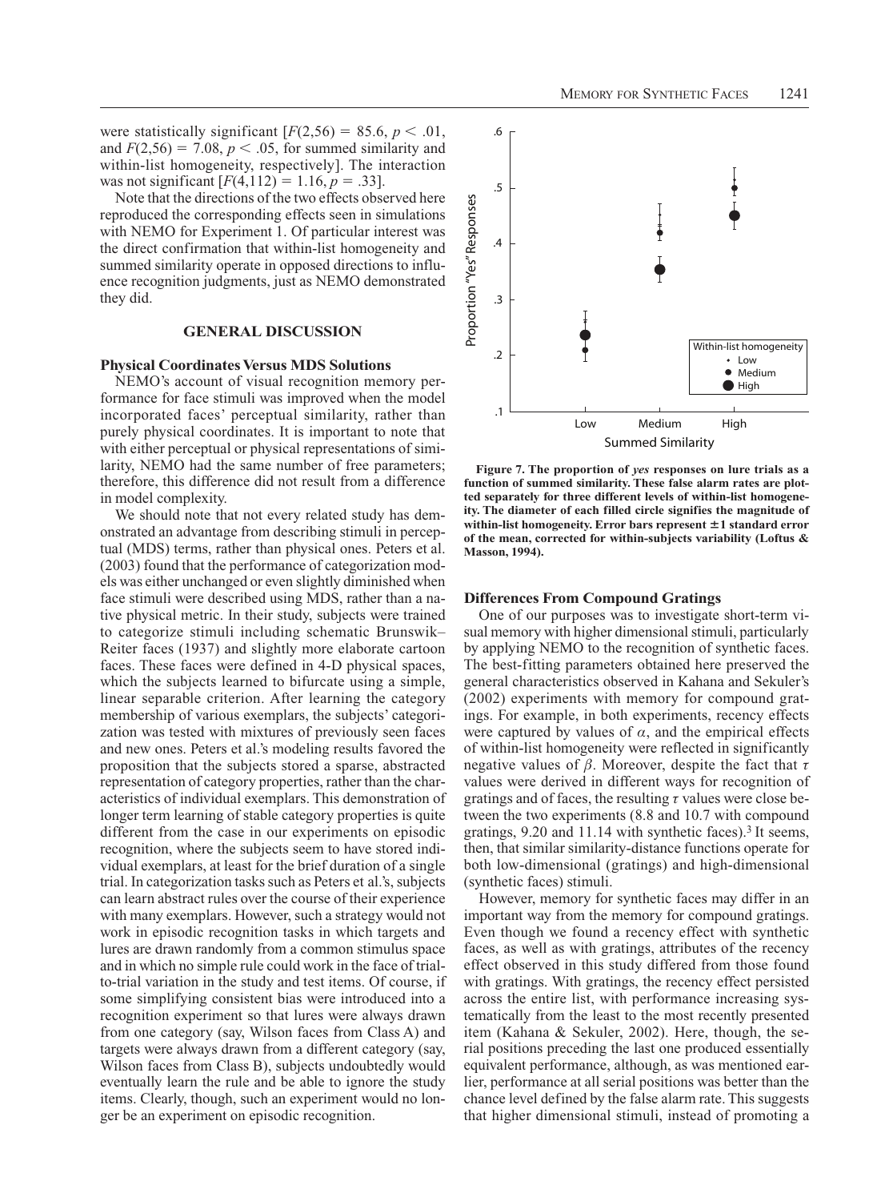were statistically significant [$F(2,56) = 85.6$, $p < .01$, and $F(2,56) = 7.08$, $p < .05$, for summed similarity and within-list homogeneity, respectively]. The interaction was not significant [$F(4,112) = 1.16$, $p = .33$].

Note that the directions of the two effects observed here reproduced the corresponding effects seen in simulations with NEMO for Experiment 1. Of particular interest was the direct confirmation that within-list homogeneity and summed similarity operate in opposed directions to influence recognition judgments, just as NEMO demonstrated they did.

## GENERAL DISCUSSION

### Physical Coordinates Versus MDS Solutions

NEMO's account of visual recognition memory performance for face stimuli was improved when the model incorporated faces' perceptual similarity, rather than purely physical coordinates. It is important to note that with either perceptual or physical representations of similarity, NEMO had the same number of free parameters; therefore, this difference did not result from a difference in model complexity.

We should note that not every related study has demonstrated an advantage from describing stimuli in perceptual (MDS) terms, rather than physical ones. Peters et al. (2003) found that the performance of categorization models was either unchanged or even slightly diminished when face stimuli were described using MDS, rather than a native physical metric. In their study, subjects were trained to categorize stimuli including schematic Brunswik–Reiter faces (1937) and slightly more elaborate cartoon faces. These faces were defined in 4-D physical spaces, which the subjects learned to bifurcate using a simple, linear separable criterion. After learning the category membership of various exemplars, the subjects' categorization was tested with mixtures of previously seen faces and new ones. Peters et al.'s modeling results favored the proposition that the subjects stored a sparse, abstracted representation of category properties, rather than the characteristics of individual exemplars. This demonstration of longer term learning of stable category properties is quite different from the case in our experiments on episodic recognition, where the subjects seem to have stored individual exemplars, at least for the brief duration of a single trial. In categorization tasks such as Peters et al.'s, subjects can learn abstract rules over the course of their experience with many exemplars. However, such a strategy would not work in episodic recognition tasks in which targets and lures are drawn randomly from a common stimulus space and in which no simple rule could work in the face of trial-to-trial variation in the study and test items. Of course, if some simplifying consistent bias were introduced into a recognition experiment so that lures were always drawn from one category (say, Wilson faces from Class A) and targets were always drawn from a different category (say, Wilson faces from Class B), subjects undoubtedly would eventually learn the rule and be able to ignore the study items. Clearly, though, such an experiment would no longer be an experiment on episodic recognition.

Proportion "Yes" Responses
.6
.5
.4
.3
.2
.1
Low
Medium
High
Summed Similarity
Within-list homogeneity
Low
Medium
High

**Figure 7. The proportion of *yes* responses on lure trials as a function of summed similarity. These false alarm rates are plotted separately for three different levels of within-list homogeneity. The diameter of each filled circle signifies the magnitude of within-list homogeneity. Error bars represent ±1 standard error of the mean, corrected for within-subjects variability (Loftus & Masson, 1994).**

### Differences From Compound Gratings

One of our purposes was to investigate short-term visual memory with higher dimensional stimuli, particularly by applying NEMO to the recognition of synthetic faces. The best-fitting parameters obtained here preserved the general characteristics observed in Kahana and Sekuler's (2002) experiments with memory for compound gratings. For example, in both experiments, recency effects were captured by values of $\alpha$, and the empirical effects of within-list homogeneity were reflected in significantly negative values of $\beta$. Moreover, despite the fact that $\tau$ values were derived in different ways for recognition of gratings and of faces, the resulting $\tau$ values were close between the two experiments (8.8 and 10.7 with compound gratings, 9.20 and 11.14 with synthetic faces).[3] It seems, then, that similar similarity-distance functions operate for both low-dimensional (gratings) and high-dimensional (synthetic faces) stimuli.

However, memory for synthetic faces may differ in an important way from the memory for compound gratings. Even though we found a recency effect with synthetic faces, as well as with gratings, attributes of the recency effect observed in this study differed from those found with gratings. With gratings, the recency effect persisted across the entire list, with performance increasing systematically from the least to the most recently presented item (Kahana & Sekuler, 2002). Here, though, the serial positions preceding the last one produced essentially equivalent performance, although, as was mentioned earlier, performance at all serial positions was better than the chance level defined by the false alarm rate. This suggests that higher dimensional stimuli, instead of promoting a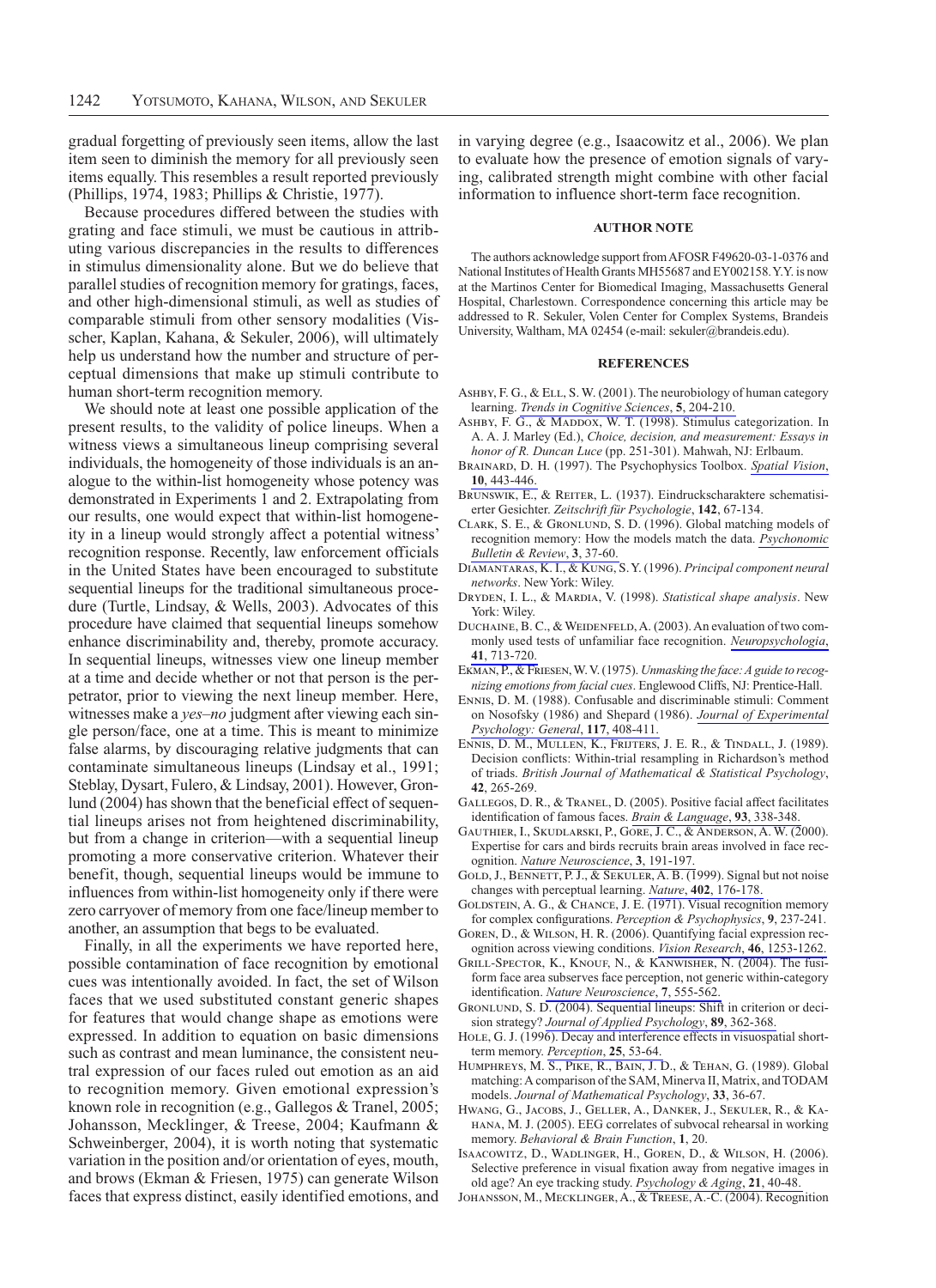gradual forgetting of previously seen items, allow the last item seen to diminish the memory for all previously seen items equally. This resembles a result reported previously (Phillips, 1974, 1983; Phillips & Christie, 1977).

Because procedures differed between the studies with grating and face stimuli, we must be cautious in attributing various discrepancies in the results to differences in stimulus dimensionality alone. But we do believe that parallel studies of recognition memory for gratings, faces, and other high-dimensional stimuli, as well as studies of comparable stimuli from other sensory modalities (Visscher, Kaplan, Kahana, & Sekuler, 2006), will ultimately help us understand how the number and structure of perceptual dimensions that make up stimuli contribute to human short-term recognition memory.

We should note at least one possible application of the present results, to the validity of police lineups. When a witness views a simultaneous lineup comprising several individuals, the homogeneity of those individuals is an analogue to the within-list homogeneity whose potency was demonstrated in Experiments 1 and 2. Extrapolating from our results, one would expect that within-list homogeneity in a lineup would strongly affect a potential witness' recognition response. Recently, law enforcement officials in the United States have been encouraged to substitute sequential lineups for the traditional simultaneous procedure (Turtle, Lindsay, & Wells, 2003). Advocates of this procedure have claimed that sequential lineups somehow enhance discriminability and, thereby, promote accuracy. In sequential lineups, witnesses view one lineup member at a time and decide whether or not that person is the perpetrator, prior to viewing the next lineup member. Here, witnesses make a *yes–no* judgment after viewing each single person/face, one at a time. This is meant to minimize false alarms, by discouraging relative judgments that can contaminate simultaneous lineups (Lindsay et al., 1991; Steblay, Dysart, Fulero, & Lindsay, 2001). However, Gronlund (2004) has shown that the beneficial effect of sequential lineups arises not from heightened discriminability, but from a change in criterion—with a sequential lineup promoting a more conservative criterion. Whatever their benefit, though, sequential lineups would be immune to influences from within-list homogeneity only if there were zero carryover of memory from one face/lineup member to another, an assumption that begs to be evaluated.

Finally, in all the experiments we have reported here, possible contamination of face recognition by emotional cues was intentionally avoided. In fact, the set of Wilson faces that we used substituted constant generic shapes for features that would change shape as emotions were expressed. In addition to equation on basic dimensions such as contrast and mean luminance, the consistent neutral expression of our faces ruled out emotion as an aid to recognition memory. Given emotional expression's known role in recognition (e.g., Gallegos & Tranel, 2005; Johansson, Mecklinger, & Treese, 2004; Kaufmann & Schweinberger, 2004), it is worth noting that systematic variation in the position and/or orientation of eyes, mouth, and brows (Ekman & Friesen, 1975) can generate Wilson faces that express distinct, easily identified emotions, and in varying degree (e.g., Isaacowitz et al., 2006). We plan to evaluate how the presence of emotion signals of varying, calibrated strength might combine with other facial information to influence short-term face recognition.

## AUTHOR NOTE

The authors acknowledge support from AFOSR F49620-03-1-0376 and National Institutes of Health Grants MH55687 and EY002158. Y.Y. is now at the Martinos Center for Biomedical Imaging, Massachusetts General Hospital, Charlestown. Correspondence concerning this article may be addressed to R. Sekuler, Volen Center for Complex Systems, Brandeis University, Waltham, MA 02454 (e-mail: sekuler@brandeis.edu).

## REFERENCES

Ashby, F. G., & Ell, S. W. (2001). The neurobiology of human category learning. *Trends in Cognitive Sciences*, **5**, 204-210.

Ashby, F. G., & Maddox, W. T. (1998). Stimulus categorization. In A. A. J. Marley (Ed.), *Choice, decision, and measurement: Essays in honor of R. Duncan Luce* (pp. 251-301). Mahwah, NJ: Erlbaum.

Brainard, D. H. (1997). The Psychophysics Toolbox. *Spatial Vision*, **10**, 443-446.

Brunswik, E., & Reiter, L. (1937). Eindruckscharaktere schematisierter Gesichter. *Zeitschrift für Psychologie*, **142**, 67-134.

Clark, S. E., & Gronlund, S. D. (1996). Global matching models of recognition memory: How the models match the data. *Psychonomic Bulletin & Review*, **3**, 37-60.

Diamantaras, K. I., & Kung, S. Y. (1996). *Principal component neural networks*. New York: Wiley.

Dryden, I. L., & Mardia, V. (1998). *Statistical shape analysis*. New York: Wiley.

Duchaine, B. C., & Weidenfeld, A. (2003). An evaluation of two commonly used tests of unfamiliar face recognition. *Neuropsychologia*, **41**, 713-720.

Ekman, P., & Friesen, W. V. (1975). *Unmasking the face: A guide to recognizing emotions from facial cues*. Englewood Cliffs, NJ: Prentice-Hall.

Ennis, D. M. (1988). Confusable and discriminable stimuli: Comment on Nosofsky (1986) and Shepard (1986). *Journal of Experimental Psychology: General*, **117**, 408-411.

Ennis, D. M., Mullen, K., Frijters, J. E. R., & Tindall, J. (1989). Decision conflicts: Within-trial resampling in Richardson's method of triads. *British Journal of Mathematical & Statistical Psychology*, **42**, 265-269.

Gallegos, D. R., & Tranel, D. (2005). Positive facial affect facilitates identification of famous faces. *Brain & Language*, **93**, 338-348.

Gauthier, I., Skudlarski, P., Gore, J. C., & Anderson, A. W. (2000). Expertise for cars and birds recruits brain areas involved in face recognition. *Nature Neuroscience*, **3**, 191-197.

Gold, J., Bennett, P. J., & Sekuler, A. B. (1999). Signal but not noise changes with perceptual learning. *Nature*, **402**, 176-178.

Goldstein, A. G., & Chance, J. E. (1971). Visual recognition memory for complex configurations. *Perception & Psychophysics*, **9**, 237-241.

Goren, D., & Wilson, H. R. (2006). Quantifying facial expression recognition across viewing conditions. *Vision Research*, **46**, 1253-1262.

Grill-Spector, K., Knouf, N., & Kanwisher, N. (2004). The fusiform face area subserves face perception, not generic within-category identification. *Nature Neuroscience*, **7**, 555-562.

Gronlund, S. D. (2004). Sequential lineups: Shift in criterion or decision strategy? *Journal of Applied Psychology*, **89**, 362-368.

Hole, G. J. (1996). Decay and interference effects in visuospatial short-term memory. *Perception*, **25**, 53-64.

Humphreys, M. S., Pike, R., Bain, J. D., & Tehan, G. (1989). Global matching: A comparison of the SAM, Minerva II, Matrix, and TODAM models. *Journal of Mathematical Psychology*, **33**, 36-67.

Hwang, G., Jacobs, J., Geller, A., Danker, J., Sekuler, R., & Kahana, M. J. (2005). EEG correlates of subvocal rehearsal in working memory. *Behavioral & Brain Function*, **1**, 20.

Isaacowitz, D., Wadlinger, H., Goren, D., & Wilson, H. (2006). Selective preference in visual fixation away from negative images in old age? An eye tracking study. *Psychology & Aging*, **21**, 40-48.

Johansson, M., Mecklinger, A., & Treese, A.-C. (2004). Recognition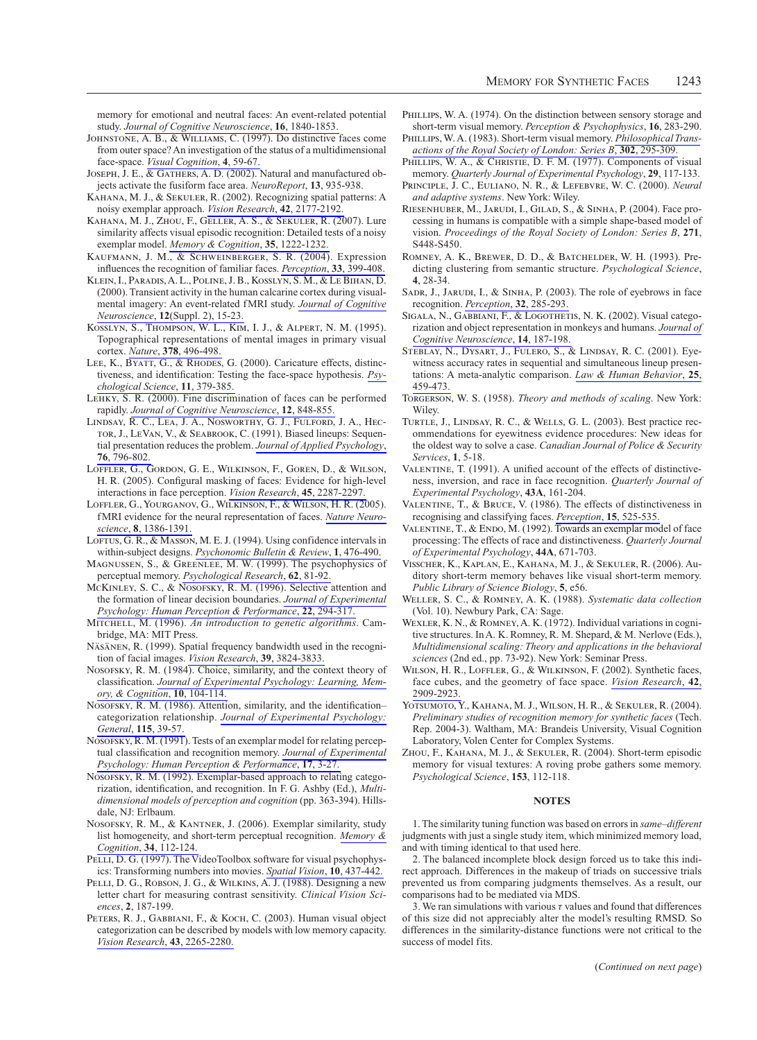memory for emotional and neutral faces: An event-related potential study. *Journal of Cognitive Neuroscience*, **16**, 1840-1853.

Johnstone, A. B., & Williams, C. (1997). Do distinctive faces come from outer space? An investigation of the status of a multidimensional face-space. *Visual Cognition*, **4**, 59-67.

Joseph, J. E., & Gathers, A. D. (2002). Natural and manufactured objects activate the fusiform face area. *NeuroReport*, **13**, 935-938.

Kahana, M. J., & Sekuler, R. (2002). Recognizing spatial patterns: A noisy exemplar approach. *Vision Research*, **42**, 2177-2192.

Kahana, M. J., Zhou, F., Geller, A. S., & Sekuler, R. (2007). Lure similarity affects visual episodic recognition: Detailed tests of a noisy exemplar model. *Memory & Cognition*, **35**, 1222-1232.

Kaufmann, J. M., & Schweinberger, S. R. (2004). Expression influences the recognition of familiar faces. *Perception*, **33**, 399-408.

Klein, I., Paradis, A. L., Poline, J. B., Kosslyn, S. M., & Le Bihan, D. (2000). Transient activity in the human calcarine cortex during visual-mental imagery: An event-related fMRI study. *Journal of Cognitive Neuroscience*, **12**(Suppl. 2), 15-23.

Kosslyn, S., Thompson, W. L., Kim, I. J., & Alpert, N. M. (1995). Topographical representations of mental images in primary visual cortex. *Nature*, **378**, 496-498.

Lee, K., Byatt, G., & Rhodes, G. (2000). Caricature effects, distinctiveness, and identification: Testing the face-space hypothesis. *Psychological Science*, **11**, 379-385.

Lehky, S. R. (2000). Fine discrimination of faces can be performed rapidly. *Journal of Cognitive Neuroscience*, **12**, 848-855.

Lindsay, R. C., Lea, J. A., Nosworthy, G. J., Fulford, J. A., Hector, J., LeVan, V., & Seabrook, C. (1991). Biased lineups: Sequential presentation reduces the problem. *Journal of Applied Psychology*, **76**, 796-802.

Löffler, G., Gordon, G. E., Wilkinson, F., Goren, D., & Wilson, H. R. (2005). Configural masking of faces: Evidence for high-level interactions in face perception. *Vision Research*, **45**, 2287-2297.

Loffler, G., Yourganov, G., Wilkinson, F., & Wilson, H. R. (2005). fMRI evidence for the neural representation of faces. *Nature Neuroscience*, **8**, 1386-1391.

Loftus, G. R., & Masson, M. E. J. (1994). Using confidence intervals in within-subject designs. *Psychonomic Bulletin & Review*, **1**, 476-490.

Magnussen, S., & Greenlee, M. W. (1999). The psychophysics of perceptual memory. *Psychological Research*, **62**, 81-92.

McKinley, S. C., & Nosofsky, R. M. (1996). Selective attention and the formation of linear decision boundaries. *Journal of Experimental Psychology: Human Perception & Performance*, **22**, 294-317.

Mitchell, M. (1996). *An introduction to genetic algorithms*. Cambridge, MA: MIT Press.

Näsänen, R. (1999). Spatial frequency bandwidth used in the recognition of facial images. *Vision Research*, **39**, 3824-3833.

Nosofsky, R. M. (1984). Choice, similarity, and the context theory of classification. *Journal of Experimental Psychology: Learning, Memory, & Cognition*, **10**, 104-114.

Nosofsky, R. M. (1986). Attention, similarity, and the identification–categorization relationship. *Journal of Experimental Psychology: General*, **115**, 39-57.

Nosofsky, R. M. (1991). Tests of an exemplar model for relating perceptual classification and recognition memory. *Journal of Experimental Psychology: Human Perception & Performance*, **17**, 3-27.

Nosofsky, R. M. (1992). Exemplar-based approach to relating categorization, identification, and recognition. In F. G. Ashby (Ed.), *Multidimensional models of perception and cognition* (pp. 363-394). Hillsdale, NJ: Erlbaum.

Nosofsky, R. M., & Kantner, J. (2006). Exemplar similarity, study list homogeneity, and short-term perceptual recognition. *Memory & Cognition*, **34**, 112-124.

Pelli, D. G. (1997). The VideoToolbox software for visual psychophysics: Transforming numbers into movies. *Spatial Vision*, **10**, 437-442.

Pelli, D. G., Robson, J. G., & Wilkins, A. J. (1988). Designing a new letter chart for measuring contrast sensitivity. *Clinical Vision Sciences*, **2**, 187-199.

Peters, R. J., Gabbiani, F., & Koch, C. (2003). Human visual object categorization can be described by models with low memory capacity. *Vision Research*, **43**, 2265-2280.

Phillips, W. A. (1974). On the distinction between sensory storage and short-term visual memory. *Perception & Psychophysics*, **16**, 283-290.

Phillips, W. A. (1983). Short-term visual memory. *Philosophical Transactions of the Royal Society of London: Series B*, **302**, 295-309.

Phillips, W. A., & Christie, D. F. M. (1977). Components of visual memory. *Quarterly Journal of Experimental Psychology*, **29**, 117-133.

Principle, J. C., Euliano, N. R., & Lefebvre, W. C. (2000). *Neural and adaptive systems*. New York: Wiley.

Riesenhuber, M., Jarudi, I., Gilad, S., & Sinha, P. (2004). Face processing in humans is compatible with a simple shape-based model of vision. *Proceedings of the Royal Society of London: Series B*, **271**, S448-S450.

Romney, A. K., Brewer, D. D., & Batchelder, W. H. (1993). Predicting clustering from semantic structure. *Psychological Science*, **4**, 28-34.

Sadr, J., Jarudi, I., & Sinha, P. (2003). The role of eyebrows in face recognition. *Perception*, **32**, 285-293.

Sigala, N., Gabbiani, F., & Logothetis, N. K. (2002). Visual categorization and object representation in monkeys and humans. *Journal of Cognitive Neuroscience*, **14**, 187-198.

Steblay, N., Dysart, J., Fulero, S., & Lindsay, R. C. (2001). Eyewitness accuracy rates in sequential and simultaneous lineup presentations: A meta-analytic comparison. *Law & Human Behavior*, **25**, 459-473.

Torgerson, W. S. (1958). *Theory and methods of scaling*. New York: Wiley.

Turtle, J., Lindsay, R. C., & Wells, G. L. (2003). Best practice recommendations for eyewitness evidence procedures: New ideas for the oldest way to solve a case. *Canadian Journal of Police & Security Services*, **1**, 5-18.

Valentine, T. (1991). A unified account of the effects of distinctiveness, inversion, and race in face recognition. *Quarterly Journal of Experimental Psychology*, **43A**, 161-204.

Valentine, T., & Bruce, V. (1986). The effects of distinctiveness in recognising and classifying faces. *Perception*, **15**, 525-535.

Valentine, T., & Endo, M. (1992). Towards an exemplar model of face processing: The effects of race and distinctiveness. *Quarterly Journal of Experimental Psychology*, **44A**, 671-703.

Visscher, K., Kaplan, E., Kahana, M. J., & Sekuler, R. (2006). Auditory short-term memory behaves like visual short-term memory. *Public Library of Science Biology*, **5**, e56.

Weller, S. C., & Romney, A. K. (1988). *Systematic data collection* (Vol. 10). Newbury Park, CA: Sage.

Wexler, K. N., & Romney, A. K. (1972). Individual variations in cognitive structures. In A. K. Romney, R. M. Shepard, & M. Nerlove (Eds.), *Multidimensional scaling: Theory and applications in the behavioral sciences* (2nd ed., pp. 73-92). New York: Seminar Press.

Wilson, H. R., Loffler, G., & Wilkinson, F. (2002). Synthetic faces, face cubes, and the geometry of face space. *Vision Research*, **42**, 2909-2923.

Yotsumoto, Y., Kahana, M. J., Wilson, H. R., & Sekuler, R. (2004). *Preliminary studies of recognition memory for synthetic faces* (Tech. Rep. 2004-3). Waltham, MA: Brandeis University, Visual Cognition Laboratory, Volen Center for Complex Systems.

Zhou, F., Kahana, M. J., & Sekuler, R. (2004). Short-term episodic memory for visual textures: A roving probe gathers some memory. *Psychological Science*, **153**, 112-118.

## NOTES

1. The similarity tuning function was based on errors in *same–different* judgments with just a single study item, which minimized memory load, and with timing identical to that used here.

2. The balanced incomplete block design forced us to take this indirect approach. Differences in the makeup of triads on successive trials prevented us from comparing judgments themselves. As a result, our comparisons had to be mediated via MDS.

3. We ran simulations with various $\tau$ values and found that differences of this size did not appreciably alter the model's resulting RMSD. So differences in the similarity-distance functions were not critical to the success of model fits.

(*Continued on next page*)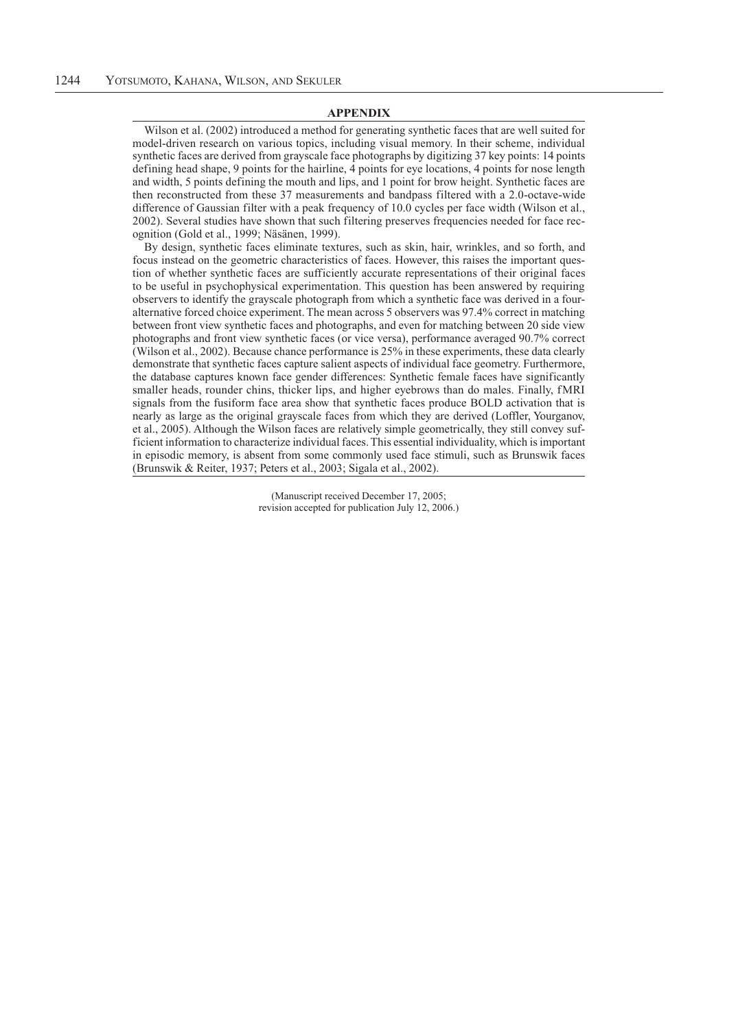## APPENDIX

Wilson et al. (2002) introduced a method for generating synthetic faces that are well suited for model-driven research on various topics, including visual memory. In their scheme, individual synthetic faces are derived from grayscale face photographs by digitizing 37 key points: 14 points defining head shape, 9 points for the hairline, 4 points for eye locations, 4 points for nose length and width, 5 points defining the mouth and lips, and 1 point for brow height. Synthetic faces are then reconstructed from these 37 measurements and bandpass filtered with a 2.0-octave-wide difference of Gaussian filter with a peak frequency of 10.0 cycles per face width (Wilson et al., 2002). Several studies have shown that such filtering preserves frequencies needed for face recognition (Gold et al., 1999; Näsänen, 1999).

By design, synthetic faces eliminate textures, such as skin, hair, wrinkles, and so forth, and focus instead on the geometric characteristics of faces. However, this raises the important question of whether synthetic faces are sufficiently accurate representations of their original faces to be useful in psychophysical experimentation. This question has been answered by requiring observers to identify the grayscale photograph from which a synthetic face was derived in a four-alternative forced choice experiment. The mean across 5 observers was 97.4% correct in matching between front view synthetic faces and photographs, and even for matching between 20 side view photographs and front view synthetic faces (or vice versa), performance averaged 90.7% correct (Wilson et al., 2002). Because chance performance is 25% in these experiments, these data clearly demonstrate that synthetic faces capture salient aspects of individual face geometry. Furthermore, the database captures known face gender differences: Synthetic female faces have significantly smaller heads, rounder chins, thicker lips, and higher eyebrows than do males. Finally, fMRI signals from the fusiform face area show that synthetic faces produce BOLD activation that is nearly as large as the original grayscale faces from which they are derived (Loffler, Yourganov, et al., 2005). Although the Wilson faces are relatively simple geometrically, they still convey sufficient information to characterize individual faces. This essential individuality, which is important in episodic memory, is absent from some commonly used face stimuli, such as Brunswik faces (Brunswik & Reiter, 1937; Peters et al., 2003; Sigala et al., 2002).

(Manuscript received December 17, 2005;
revision accepted for publication July 12, 2006.)